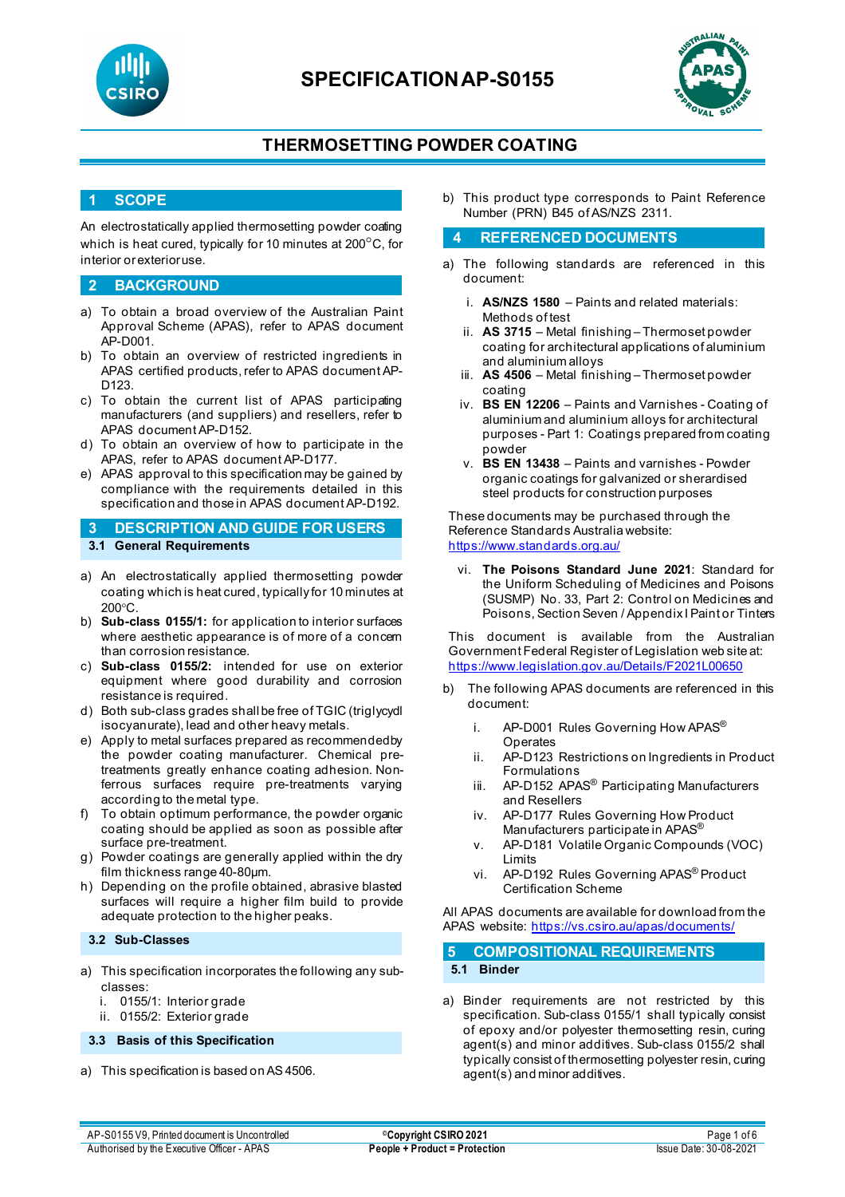# SPECIFICATION AP-S0155

## THERMOSETTING POWDER COATING

## 1 SCOPE

An electrostatically applied thermosetting powder coating which is heat cured, typically for 10 minutes at 200°C, for interior or exterior use.

## 2 BACKGROUND

a) To obtain a broad overview of the Australian Paint Approval Scheme (APAS), refer to APAS document AP-D001.
b) To obtain an overview of restricted ingredients in APAS certified products, refer to APAS document AP-D123.
c) To obtain the current list of APAS participating manufacturers (and suppliers) and resellers, refer to APAS document AP-D152.
d) To obtain an overview of how to participate in the APAS, refer to APAS document AP-D177.
e) APAS approval to this specification may be gained by compliance with the requirements detailed in this specification and those in APAS document AP-D192.

## 3 DESCRIPTION AND GUIDE FOR USERS

### 3.1 General Requirements

a) An electrostatically applied thermosetting powder coating which is heat cured, typically for 10 minutes at 200°C.
b) **Sub-class 0155/1:** for application to interior surfaces where aesthetic appearance is of more of a concern than corrosion resistance.
c) **Sub-class 0155/2:** intended for use on exterior equipment where good durability and corrosion resistance is required.
d) Both sub-class grades shall be free of TGIC (triglycydl isocyanurate), lead and other heavy metals.
e) Apply to metal surfaces prepared as recommended by the powder coating manufacturer. Chemical pre-treatments greatly enhance coating adhesion. Non-ferrous surfaces require pre-treatments varying according to the metal type.
f) To obtain optimum performance, the powder organic coating should be applied as soon as possible after surface pre-treatment.
g) Powder coatings are generally applied within the dry film thickness range 40-80µm.
h) Depending on the profile obtained, abrasive blasted surfaces will require a higher film build to provide adequate protection to the higher peaks.

### 3.2 Sub-Classes

a) This specification incorporates the following any sub-classes:
   i. 0155/1: Interior grade
   ii. 0155/2: Exterior grade

### 3.3 Basis of this Specification

a) This specification is based on AS 4506.
b) This product type corresponds to Paint Reference Number (PRN) B45 of AS/NZS 2311.

## 4 REFERENCED DOCUMENTS

a) The following standards are referenced in this document:
   i. **AS/NZS 1580** – Paints and related materials: Methods of test
   ii. **AS 3715** – Metal finishing – Thermoset powder coating for architectural applications of aluminium and aluminium alloys
   iii. **AS 4506** – Metal finishing – Thermoset powder coating
   iv. **BS EN 12206** – Paints and Varnishes - Coating of aluminium and aluminium alloys for architectural purposes - Part 1: Coatings prepared from coating powder
   v. **BS EN 13438** – Paints and varnishes - Powder organic coatings for galvanized or sherardised steel products for construction purposes

   These documents may be purchased through the Reference Standards Australia website: https://www.standards.org.au/

   vi. **The Poisons Standard June 2021**: Standard for the Uniform Scheduling of Medicines and Poisons (SUSMP) No. 33, Part 2: Control on Medicines and Poisons, Section Seven / Appendix I Paint or Tinters

   This document is available from the Australian Government Federal Register of Legislation web site at: https://www.legislation.gov.au/Details/F2021L00650

b) The following APAS documents are referenced in this document:
   i. AP-D001 Rules Governing How APAS® Operates
   ii. AP-D123 Restrictions on Ingredients in Product Formulations
   iii. AP-D152 APAS® Participating Manufacturers and Resellers
   iv. AP-D177 Rules Governing How Product Manufacturers participate in APAS®
   v. AP-D181 Volatile Organic Compounds (VOC) Limits
   vi. AP-D192 Rules Governing APAS® Product Certification Scheme

All APAS documents are available for download from the APAS website: https://vs.csiro.au/apas/documents/

## 5 COMPOSITIONAL REQUIREMENTS

### 5.1 Binder

a) Binder requirements are not restricted by this specification. Sub-class 0155/1 shall typically consist of epoxy and/or polyester thermosetting resin, curing agent(s) and minor additives. Sub-class 0155/2 shall typically consist of thermosetting polyester resin, curing agent(s) and minor additives.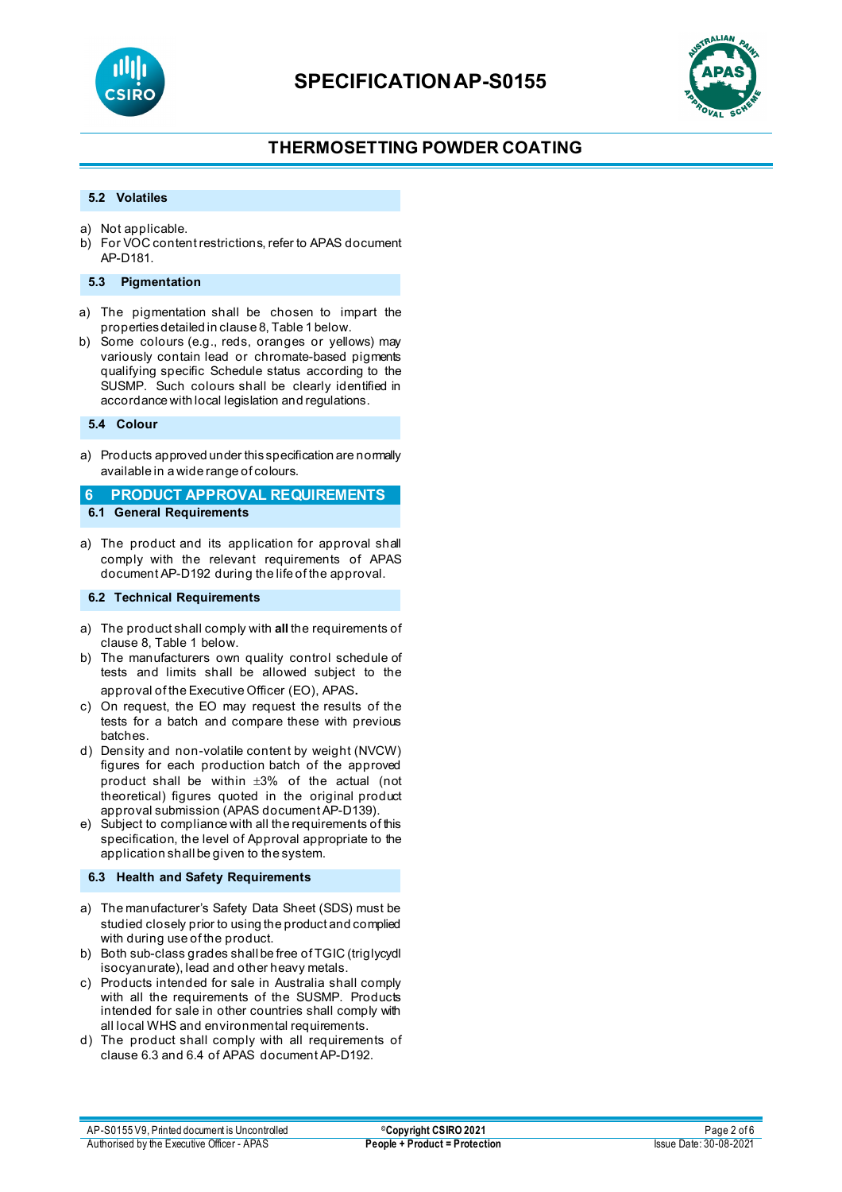### 5.2 Volatiles

a) Not applicable.
b) For VOC content restrictions, refer to APAS document AP-D181.

### 5.3 Pigmentation

a) The pigmentation shall be chosen to impart the properties detailed in clause 8, Table 1 below.
b) Some colours (e.g., reds, oranges or yellows) may variously contain lead or chromate-based pigments qualifying specific Schedule status according to the SUSMP. Such colours shall be clearly identified in accordance with local legislation and regulations.

### 5.4 Colour

a) Products approved under this specification are normally available in a wide range of colours.

## 6 PRODUCT APPROVAL REQUIREMENTS

### 6.1 General Requirements

a) The product and its application for approval shall comply with the relevant requirements of APAS document AP-D192 during the life of the approval.

### 6.2 Technical Requirements

a) The product shall comply with **all** the requirements of clause 8, Table 1 below.
b) The manufacturers own quality control schedule of tests and limits shall be allowed subject to the approval of the Executive Officer (EO), APAS.
c) On request, the EO may request the results of the tests for a batch and compare these with previous batches.
d) Density and non-volatile content by weight (NVCW) figures for each production batch of the approved product shall be within ±3% of the actual (not theoretical) figures quoted in the original product approval submission (APAS document AP-D139).
e) Subject to compliance with all the requirements of this specification, the level of Approval appropriate to the application shall be given to the system.

### 6.3 Health and Safety Requirements

a) The manufacturer's Safety Data Sheet (SDS) must be studied closely prior to using the product and complied with during use of the product.
b) Both sub-class grades shall be free of TGIC (triglycydl isocyanurate), lead and other heavy metals.
c) Products intended for sale in Australia shall comply with all the requirements of the SUSMP. Products intended for sale in other countries shall comply with all local WHS and environmental requirements.
d) The product shall comply with all requirements of clause 6.3 and 6.4 of APAS document AP-D192.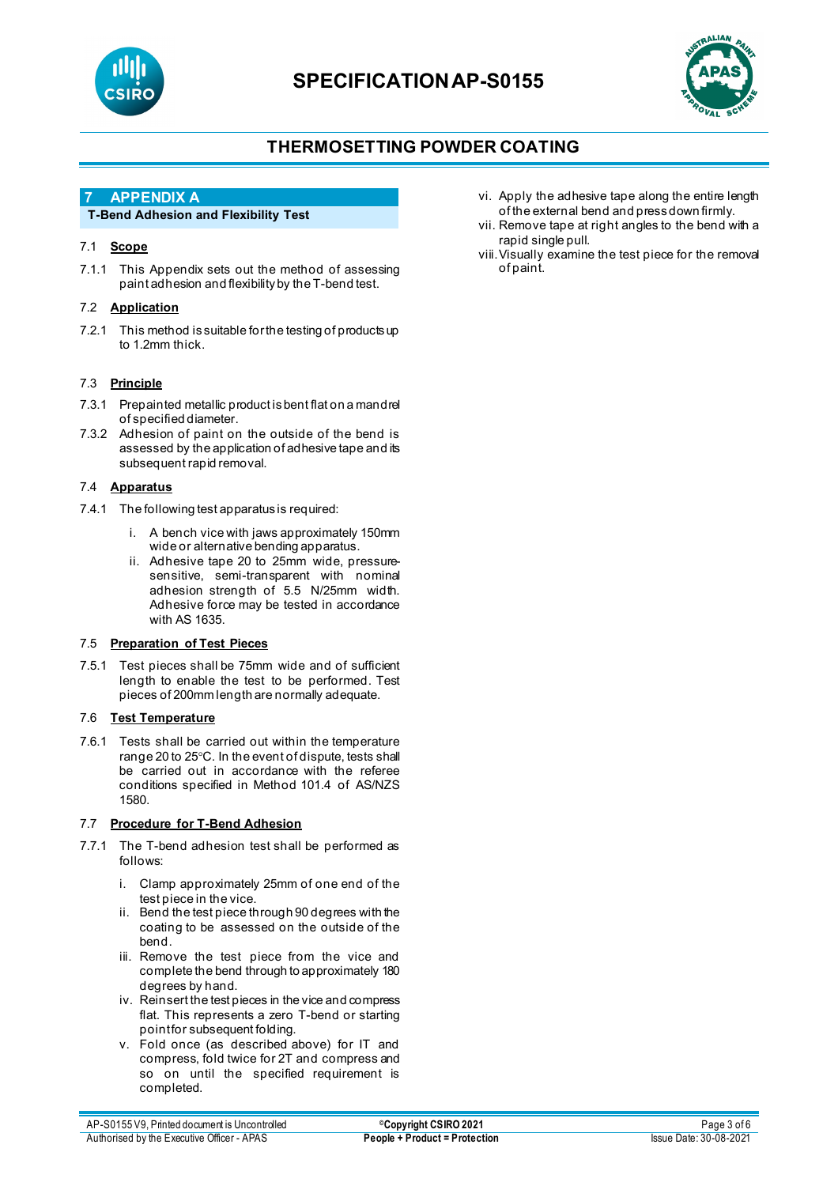# 7 APPENDIX A

**T-Bend Adhesion and Flexibility Test**

## 7.1 Scope

7.1.1 This Appendix sets out the method of assessing paint adhesion and flexibility by the T-bend test.

## 7.2 Application

7.2.1 This method is suitable for the testing of products up to 1.2mm thick.

## 7.3 Principle

7.3.1 Prepainted metallic product is bent flat on a mandrel of specified diameter.

7.3.2 Adhesion of paint on the outside of the bend is assessed by the application of adhesive tape and its subsequent rapid removal.

## 7.4 Apparatus

7.4.1 The following test apparatus is required:

i. A bench vice with jaws approximately 150mm wide or alternative bending apparatus.
ii. Adhesive tape 20 to 25mm wide, pressure-sensitive, semi-transparent with nominal adhesion strength of 5.5 N/25mm width. Adhesive force may be tested in accordance with AS 1635.

## 7.5 Preparation of Test Pieces

7.5.1 Test pieces shall be 75mm wide and of sufficient length to enable the test to be performed. Test pieces of 200mm length are normally adequate.

## 7.6 Test Temperature

7.6.1 Tests shall be carried out within the temperature range 20 to 25°C. In the event of dispute, tests shall be carried out in accordance with the referee conditions specified in Method 101.4 of AS/NZS 1580.

## 7.7 Procedure for T-Bend Adhesion

7.7.1 The T-bend adhesion test shall be performed as follows:

i. Clamp approximately 25mm of one end of the test piece in the vice.
ii. Bend the test piece through 90 degrees with the coating to be assessed on the outside of the bend.
iii. Remove the test piece from the vice and complete the bend through to approximately 180 degrees by hand.
iv. Reinsert the test pieces in the vice and compress flat. This represents a zero T-bend or starting point for subsequent folding.
v. Fold once (as described above) for IT and compress, fold twice for 2T and compress and so on until the specified requirement is completed.
vi. Apply the adhesive tape along the entire length of the external bend and press down firmly.
vii. Remove tape at right angles to the bend with a rapid single pull.
viii. Visually examine the test piece for the removal of paint.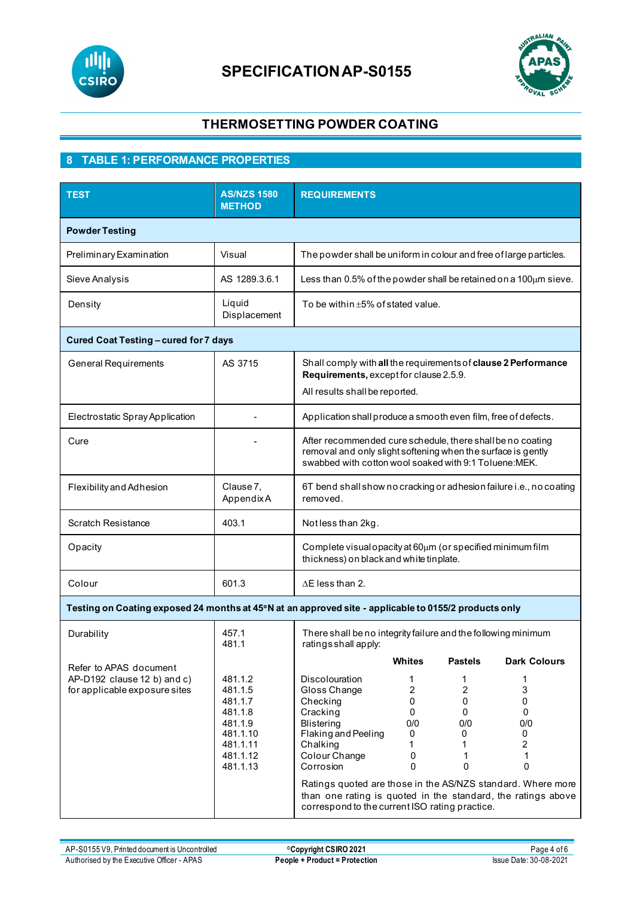# SPECIFICATION AP-S0155

## THERMOSETTING POWDER COATING

## 8 TABLE 1: PERFORMANCE PROPERTIES

| TEST | AS/NZS 1580 METHOD | REQUIREMENTS |
|---|---|---|
| **Powder Testing** | | |
| Preliminary Examination | Visual | The powder shall be uniform in colour and free of large particles. |
| Sieve Analysis | AS 1289.3.6.1 | Less than 0.5% of the powder shall be retained on a 100µm sieve. |
| Density | Liquid Displacement | To be within ±5% of stated value. |
| **Cured Coat Testing – cured for 7 days** | | |
| General Requirements | AS 3715 | Shall comply with **all** the requirements of **clause 2 Performance Requirements,** except for clause 2.5.9. All results shall be reported. |
| Electrostatic Spray Application | - | Application shall produce a smooth even film, free of defects. |
| Cure | - | After recommended cure schedule, there shall be no coating removal and only slight softening when the surface is gently swabbed with cotton wool soaked with 9:1 Toluene:MEK. |
| Flexibility and Adhesion | Clause 7, Appendix A | 6T bend shall show no cracking or adhesion failure i.e., no coating removed. |
| Scratch Resistance | 403.1 | Not less than 2kg. |
| Opacity | | Complete visual opacity at 60µm (or specified minimum film thickness) on black and white tinplate. |
| Colour | 601.3 | ΔE less than 2. |
| **Testing on Coating exposed 24 months at 45°N at an approved site - applicable to 0155/2 products only** | | |
| Durability<br><br>Refer to APAS document AP-D192 clause 12 b) and c) for applicable exposure sites | 457.1<br>481.1 | There shall be no integrity failure and the following minimum ratings shall apply: |

| Test | AS/NZS 1580 Method | Property | Whites | Pastels | Dark Colours |
|---|---|---|---|---|---|
| Durability | 481.1.2 | Discolouration | 1 | 1 | 1 |
| | 481.1.5 | Gloss Change | 2 | 2 | 3 |
| | 481.1.7 | Checking | 0 | 0 | 0 |
| | 481.1.8 | Cracking | 0 | 0 | 0 |
| | 481.1.9 | Blistering | 0/0 | 0/0 | 0/0 |
| | 481.1.10 | Flaking and Peeling | 0 | 0 | 0 |
| | 481.1.11 | Chalking | 1 | 1 | 2 |
| | 481.1.12 | Colour Change | 0 | 1 | 1 |
| | 481.1.13 | Corrosion | 0 | 0 | 0 |

Ratings quoted are those in the AS/NZS standard. Where more than one rating is quoted in the standard, the ratings above correspond to the current ISO rating practice.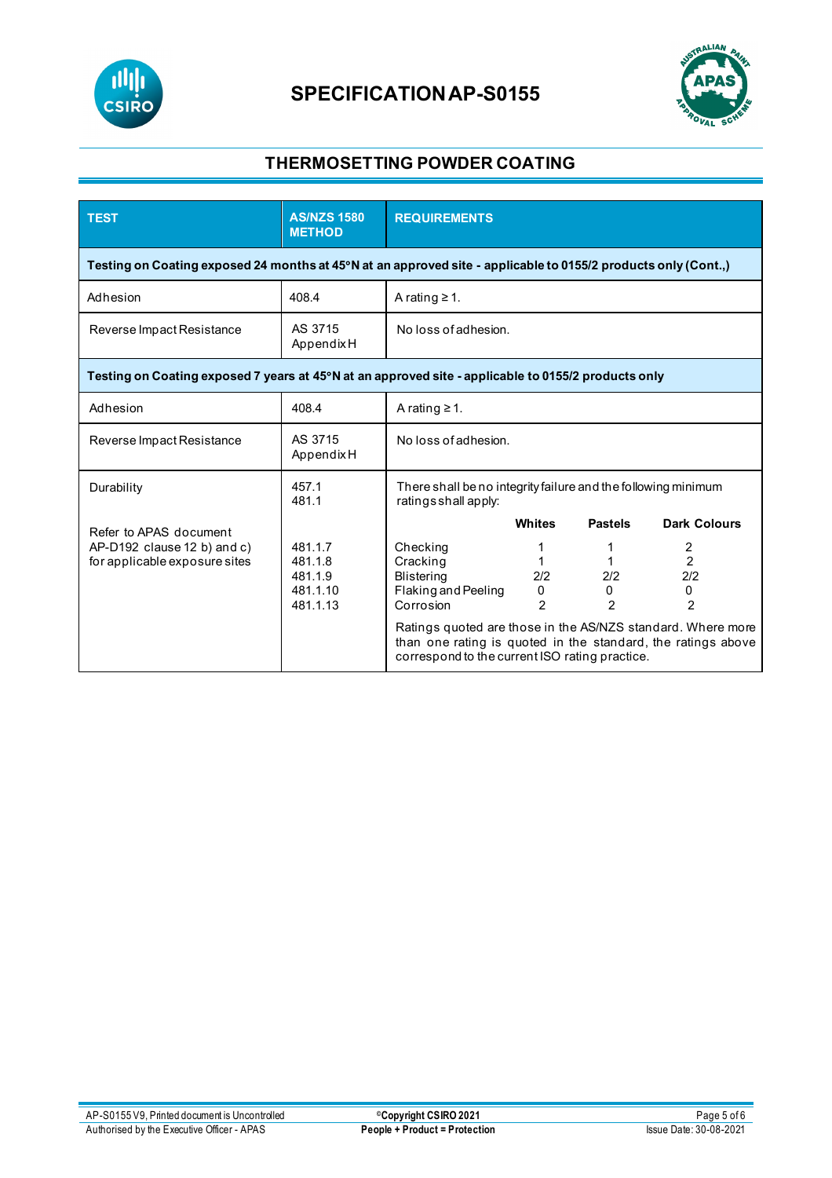# SPECIFICATION AP-S0155

## THERMOSETTING POWDER COATING

| TEST | AS/NZS 1580 METHOD | REQUIREMENTS |
|---|---|---|
| **Testing on Coating exposed 24 months at 45°N at an approved site - applicable to 0155/2 products only (Cont.,)** | | |
| Adhesion | 408.4 | A rating ≥ 1. |
| Reverse Impact Resistance | AS 3715 Appendix H | No loss of adhesion. |
| **Testing on Coating exposed 7 years at 45°N at an approved site - applicable to 0155/2 products only** | | |
| Adhesion | 408.4 | A rating ≥ 1. |
| Reverse Impact Resistance | AS 3715 Appendix H | No loss of adhesion. |
| Durability<br><br>Refer to APAS document AP-D192 clause 12 b) and c) for applicable exposure sites | 457.1<br>481.1<br><br>481.1.7<br>481.1.8<br>481.1.9<br>481.1.10<br>481.1.13 | There shall be no integrity failure and the following minimum ratings shall apply:<br><br>**Whites / Pastels / Dark Colours**<br>Checking: 1 / 1 / 2<br>Cracking: 1 / 1 / 2<br>Blistering: 2/2 / 2/2 / 2/2<br>Flaking and Peeling: 0 / 0 / 0<br>Corrosion: 2 / 2 / 2<br><br>Ratings quoted are those in the AS/NZS standard. Where more than one rating is quoted in the standard, the ratings above correspond to the current ISO rating practice. |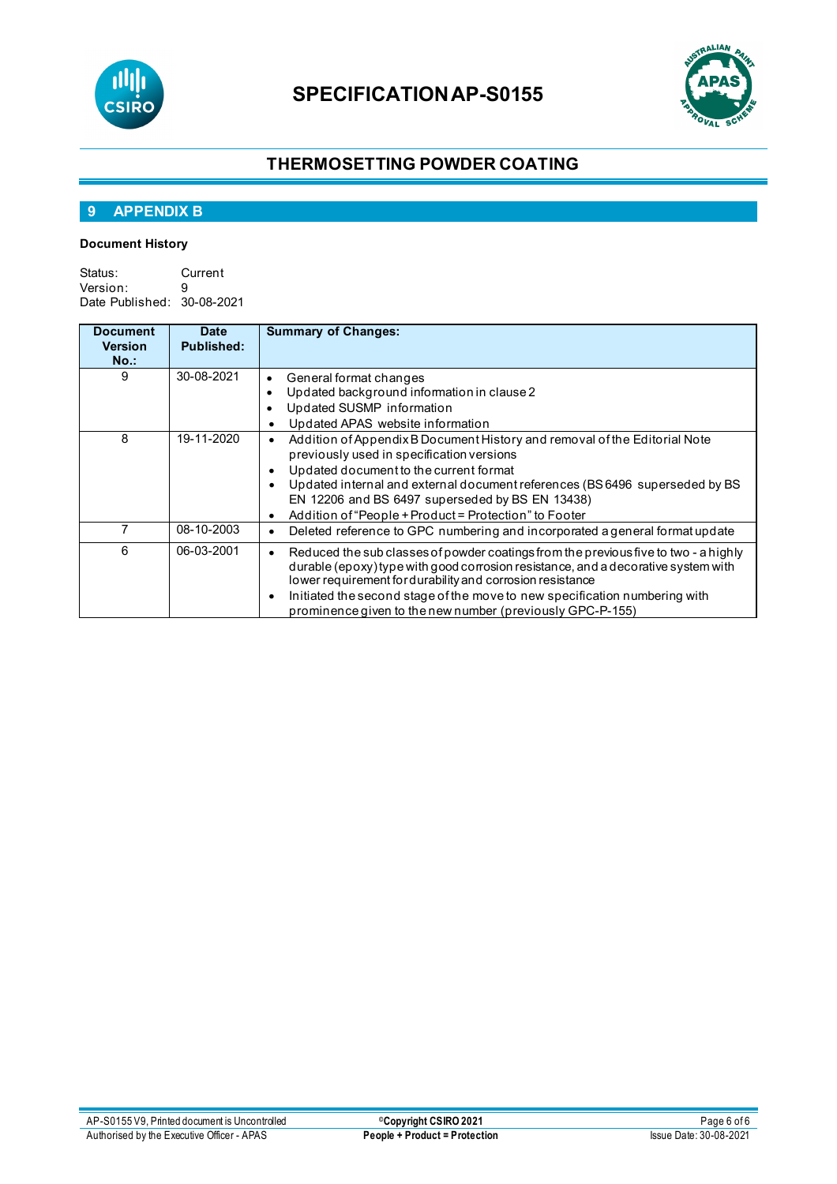# 9 APPENDIX B

**Document History**

Status: Current
Version: 9
Date Published: 30-08-2021

| Document Version No.: | Date Published: | Summary of Changes: |
|---|---|---|
| 9 | 30-08-2021 | • General format changes<br>• Updated background information in clause 2<br>• Updated SUSMP information<br>• Updated APAS website information |
| 8 | 19-11-2020 | • Addition of Appendix B Document History and removal of the Editorial Note previously used in specification versions<br>• Updated document to the current format<br>• Updated internal and external document references (BS 6496 superseded by BS EN 12206 and BS 6497 superseded by BS EN 13438)<br>• Addition of "People + Product = Protection" to Footer |
| 7 | 08-10-2003 | • Deleted reference to GPC numbering and incorporated a general format update |
| 6 | 06-03-2001 | • Reduced the sub classes of powder coatings from the previous five to two - a highly durable (epoxy) type with good corrosion resistance, and a decorative system with lower requirement for durability and corrosion resistance<br>• Initiated the second stage of the move to new specification numbering with prominence given to the new number (previously GPC-P-155) |